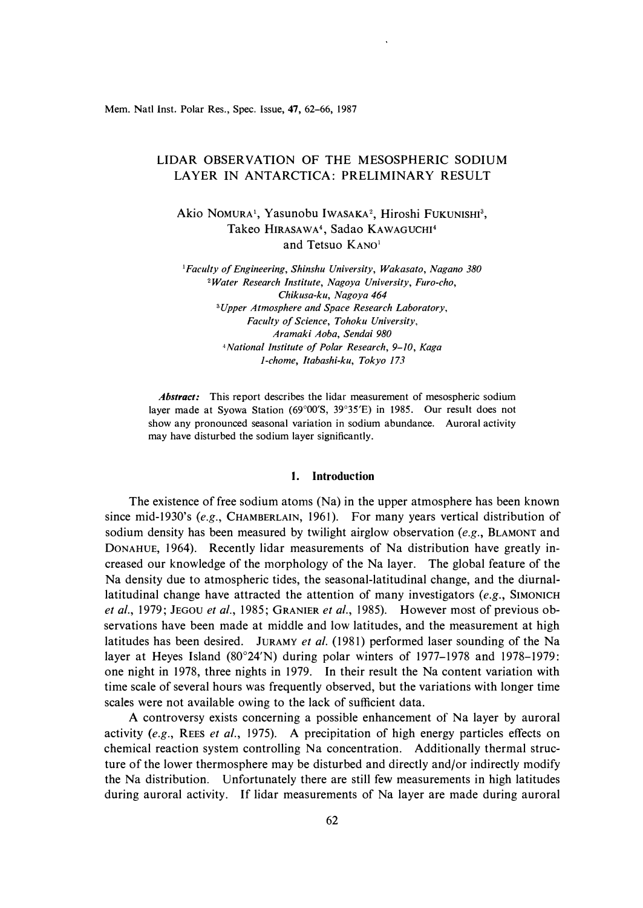# LIDAR OBSERVATION OF THE MESOSPHERIC SODIUM LAYER IN ANTARCTICA: PRELIMINARY RESULT

Akio NOMURA[1], Yasunobu IWASAKA[2], Hiroshi FUKUNISHI[3], Takeo HIRASAWA[4], Sadao KAWAGUCHI[4] and Tetsuo KANO[1]

[1] *Faculty of Engineering, Shinshu University, Wakasato, Nagano 380*
[2] *Water Research Institute, Nagoya University, Furo-cho, Chikusa-ku, Nagoya 464*
[3] *Upper Atmosphere and Space Research Laboratory, Faculty of Science, Tohoku University, Aramaki Aoba, Sendai 980*
[4] *National Institute of Polar Research, 9-10, Kaga 1-chome, Itabashi-ku, Tokyo 173*

***Abstract:*** This report describes the lidar measurement of mesospheric sodium layer made at Syowa Station (69°00′S, 39°35′E) in 1985. Our result does not show any pronounced seasonal variation in sodium abundance. Auroral activity may have disturbed the sodium layer significantly.

## 1. Introduction

The existence of free sodium atoms (Na) in the upper atmosphere has been known since mid-1930's (*e.g.*, CHAMBERLAIN, 1961). For many years vertical distribution of sodium density has been measured by twilight airglow observation (*e.g.*, BLAMONT and DONAHUE, 1964). Recently lidar measurements of Na distribution have greatly increased our knowledge of the morphology of the Na layer. The global feature of the Na density due to atmospheric tides, the seasonal-latitudinal change, and the diurnal-latitudinal change have attracted the attention of many investigators (*e.g.*, SIMONICH *et al.*, 1979; JEGOU *et al.*, 1985; GRANIER *et al.*, 1985). However most of previous observations have been made at middle and low latitudes, and the measurement at high latitudes has been desired. JURAMY *et al.* (1981) performed laser sounding of the Na layer at Heyes Island (80°24′N) during polar winters of 1977–1978 and 1978–1979: one night in 1978, three nights in 1979. In their result the Na content variation with time scale of several hours was frequently observed, but the variations with longer time scales were not available owing to the lack of sufficient data.

A controversy exists concerning a possible enhancement of Na layer by auroral activity (*e.g.*, REES *et al.*, 1975). A precipitation of high energy particles effects on chemical reaction system controlling Na concentration. Additionally thermal structure of the lower thermosphere may be disturbed and directly and/or indirectly modify the Na distribution. Unfortunately there are still few measurements in high latitudes during auroral activity. If lidar measurements of Na layer are made during auroral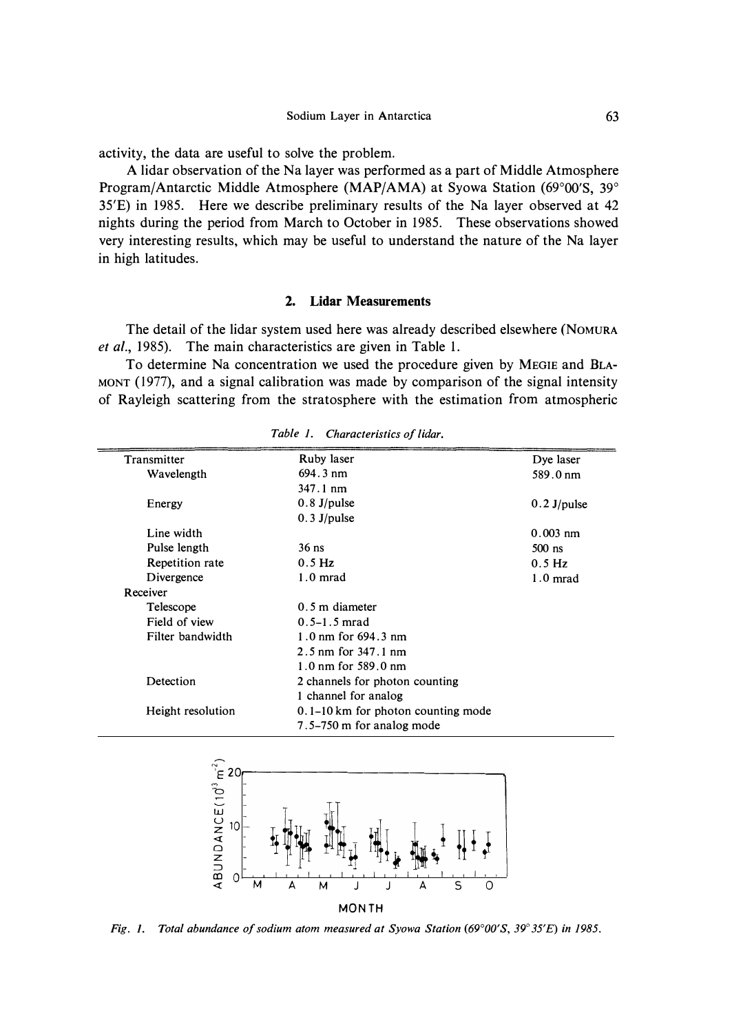activity, the data are useful to solve the problem.

A lidar observation of the Na layer was performed as a part of Middle Atmosphere Program/Antarctic Middle Atmosphere (MAP/AMA) at Syowa Station (69°00′S, 39° 35′E) in 1985. Here we describe preliminary results of the Na layer observed at 42 nights during the period from March to October in 1985. These observations showed very interesting results, which may be useful to understand the nature of the Na layer in high latitudes.

## 2. Lidar Measurements

The detail of the lidar system used here was already described elsewhere (NOMURA *et al.*, 1985). The main characteristics are given in Table 1.

To determine Na concentration we used the procedure given by MEGIE and BLAMONT (1977), and a signal calibration was made by comparison of the signal intensity of Rayleigh scattering from the stratosphere with the estimation from atmospheric

*Table 1. Characteristics of lidar.*

| | | |
|---|---|---|
| Transmitter | Ruby laser | Dye laser |
| Wavelength | 694.3 nm<br>347.1 nm | 589.0 nm |
| Energy | 0.8 J/pulse<br>0.3 J/pulse | 0.2 J/pulse |
| Line width | | 0.003 nm |
| Pulse length | 36 ns | 500 ns |
| Repetition rate | 0.5 Hz | 0.5 Hz |
| Divergence | 1.0 mrad | 1.0 mrad |
| Receiver | | |
| Telescope | 0.5 m diameter | |
| Field of view | 0.5–1.5 mrad | |
| Filter bandwidth | 1.0 nm for 694.3 nm<br>2.5 nm for 347.1 nm<br>1.0 nm for 589.0 nm | |
| Detection | 2 channels for photon counting<br>1 channel for analog | |
| Height resolution | 0.1–10 km for photon counting mode<br>7.5–750 m for analog mode | |

*Fig. 1. Total abundance of sodium atom measured at Syowa Station (69°00′S, 39°35′E) in 1985.*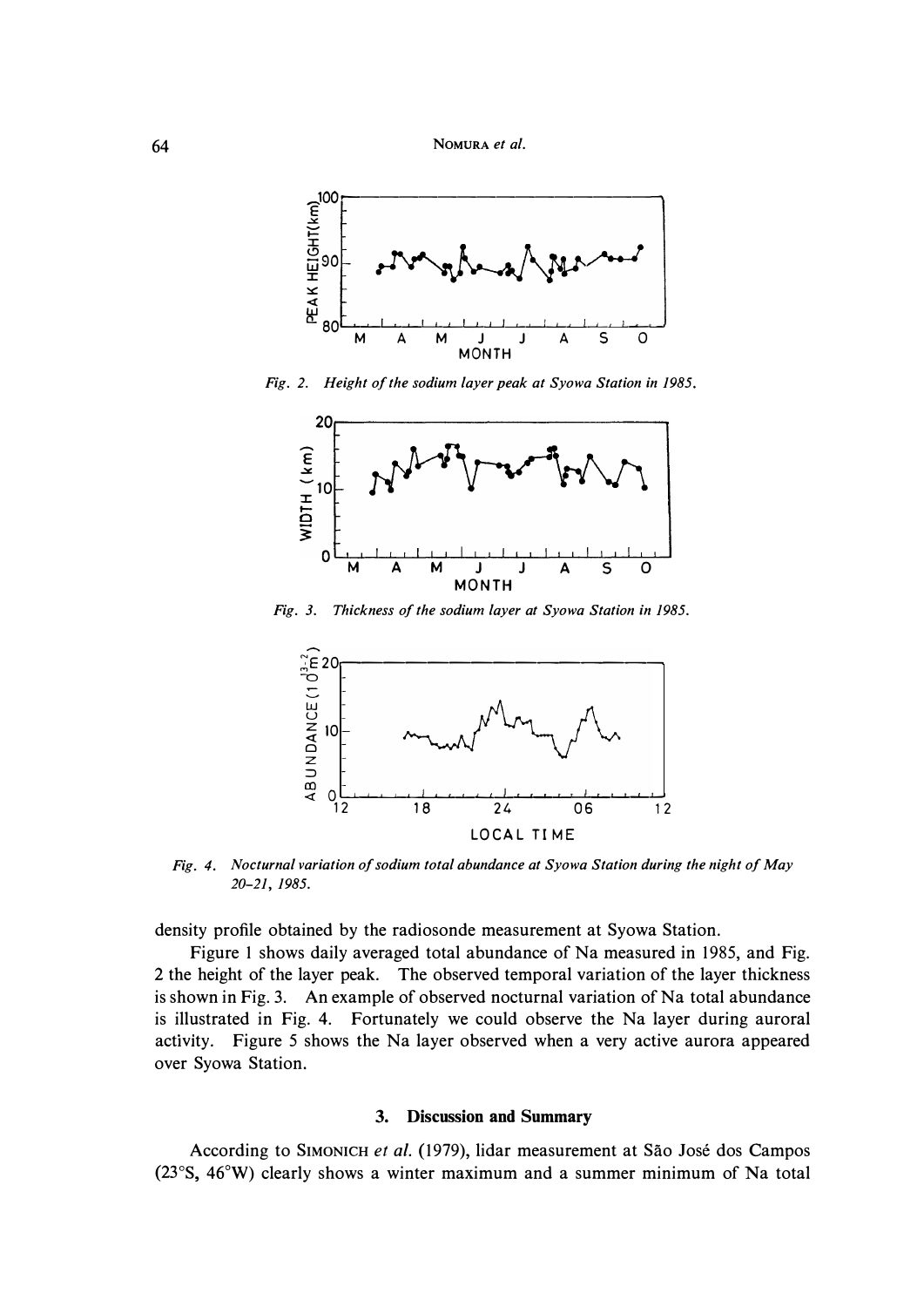*Fig. 2. Height of the sodium layer peak at Syowa Station in 1985.*

*Fig. 3. Thickness of the sodium layer at Syowa Station in 1985.*

*Fig. 4. Nocturnal variation of sodium total abundance at Syowa Station during the night of May 20–21, 1985.*

density profile obtained by the radiosonde measurement at Syowa Station.

Figure 1 shows daily averaged total abundance of Na measured in 1985, and Fig. 2 the height of the layer peak. The observed temporal variation of the layer thickness is shown in Fig. 3. An example of observed nocturnal variation of Na total abundance is illustrated in Fig. 4. Fortunately we could observe the Na layer during auroral activity. Figure 5 shows the Na layer observed when a very active aurora appeared over Syowa Station.

## 3. Discussion and Summary

According to SIMONICH *et al.* (1979), lidar measurement at São José dos Campos (23°S, 46°W) clearly shows a winter maximum and a summer minimum of Na total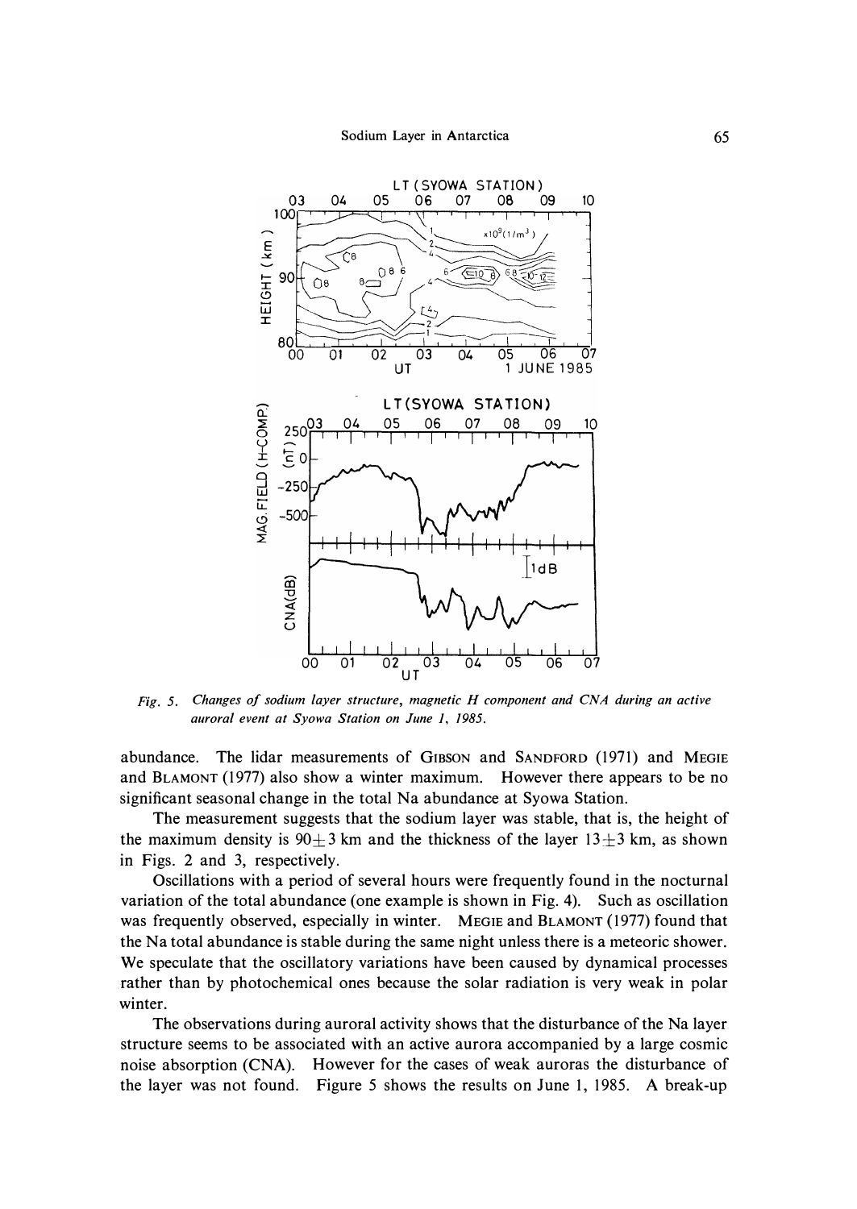*Fig. 5. Changes of sodium layer structure, magnetic H component and CNA during an active auroral event at Syowa Station on June 1, 1985.*

abundance. The lidar measurements of GIBSON and SANDFORD (1971) and MEGIE and BLAMONT (1977) also show a winter maximum. However there appears to be no significant seasonal change in the total Na abundance at Syowa Station.

The measurement suggests that the sodium layer was stable, that is, the height of the maximum density is $90 \pm 3$ km and the thickness of the layer $13 \pm 3$ km, as shown in Figs. 2 and 3, respectively.

Oscillations with a period of several hours were frequently found in the nocturnal variation of the total abundance (one example is shown in Fig. 4). Such as oscillation was frequently observed, especially in winter. MEGIE and BLAMONT (1977) found that the Na total abundance is stable during the same night unless there is a meteoric shower. We speculate that the oscillatory variations have been caused by dynamical processes rather than by photochemical ones because the solar radiation is very weak in polar winter.

The observations during auroral activity shows that the disturbance of the Na layer structure seems to be associated with an active aurora accompanied by a large cosmic noise absorption (CNA). However for the cases of weak auroras the disturbance of the layer was not found. Figure 5 shows the results on June 1, 1985. A break-up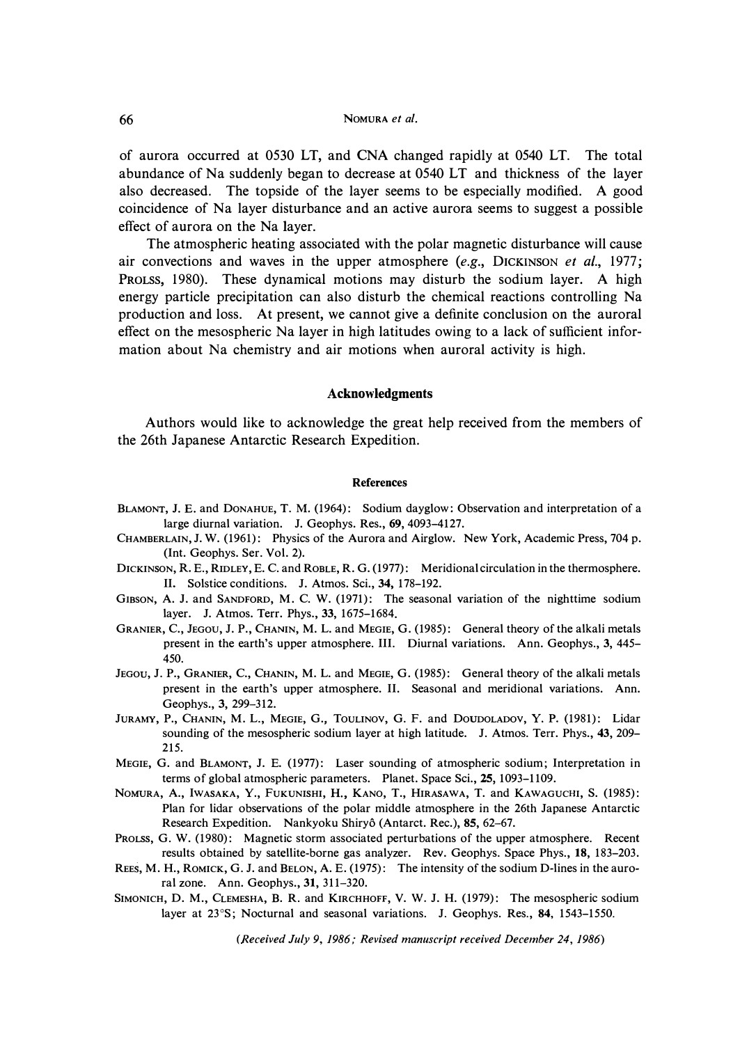of aurora occurred at 0530 LT, and CNA changed rapidly at 0540 LT. The total abundance of Na suddenly began to decrease at 0540 LT and thickness of the layer also decreased. The topside of the layer seems to be especially modified. A good coincidence of Na layer disturbance and an active aurora seems to suggest a possible effect of aurora on the Na layer.

The atmospheric heating associated with the polar magnetic disturbance will cause air convections and waves in the upper atmosphere (*e.g.*, Dickinson *et al.*, 1977; Prolss, 1980). These dynamical motions may disturb the sodium layer. A high energy particle precipitation can also disturb the chemical reactions controlling Na production and loss. At present, we cannot give a definite conclusion on the auroral effect on the mesospheric Na layer in high latitudes owing to a lack of sufficient information about Na chemistry and air motions when auroral activity is high.

## Acknowledgments

Authors would like to acknowledge the great help received from the members of the 26th Japanese Antarctic Research Expedition.

## References

Blamont, J. E. and Donahue, T. M. (1964): Sodium dayglow: Observation and interpretation of a large diurnal variation. J. Geophys. Res., **69**, 4093–4127.

Chamberlain, J. W. (1961): Physics of the Aurora and Airglow. New York, Academic Press, 704 p. (Int. Geophys. Ser. Vol. 2).

Dickinson, R. E., Ridley, E. C. and Roble, R. G. (1977): Meridional circulation in the thermosphere. II. Solstice conditions. J. Atmos. Sci., **34**, 178–192.

Gibson, A. J. and Sandford, M. C. W. (1971): The seasonal variation of the nighttime sodium layer. J. Atmos. Terr. Phys., **33**, 1675–1684.

Granier, C., Jegou, J. P., Chanin, M. L. and Megie, G. (1985): General theory of the alkali metals present in the earth's upper atmosphere. III. Diurnal variations. Ann. Geophys., **3**, 445–450.

Jegou, J. P., Granier, C., Chanin, M. L. and Megie, G. (1985): General theory of the alkali metals present in the earth's upper atmosphere. II. Seasonal and meridional variations. Ann. Geophys., **3**, 299–312.

Juramy, P., Chanin, M. L., Megie, G., Toulinov, G. F. and Doudoladov, Y. P. (1981): Lidar sounding of the mesospheric sodium layer at high latitude. J. Atmos. Terr. Phys., **43**, 209–215.

Megie, G. and Blamont, J. E. (1977): Laser sounding of atmospheric sodium; Interpretation in terms of global atmospheric parameters. Planet. Space Sci., **25**, 1093–1109.

Nomura, A., Iwasaka, Y., Fukunishi, H., Kano, T., Hirasawa, T. and Kawaguchi, S. (1985): Plan for lidar observations of the polar middle atmosphere in the 26th Japanese Antarctic Research Expedition. Nankyoku Shiryô (Antarct. Rec.), **85**, 62–67.

Prolss, G. W. (1980): Magnetic storm associated perturbations of the upper atmosphere. Recent results obtained by satellite-borne gas analyzer. Rev. Geophys. Space Phys., **18**, 183–203.

Rees, M. H., Romick, G. J. and Belon, A. E. (1975): The intensity of the sodium D-lines in the auroral zone. Ann. Geophys., **31**, 311–320.

Simonich, D. M., Clemesha, B. R. and Kirchhoff, V. W. J. H. (1979): The mesospheric sodium layer at 23°S; Nocturnal and seasonal variations. J. Geophys. Res., **84**, 1543–1550.

*(Received July 9, 1986; Revised manuscript received December 24, 1986)*